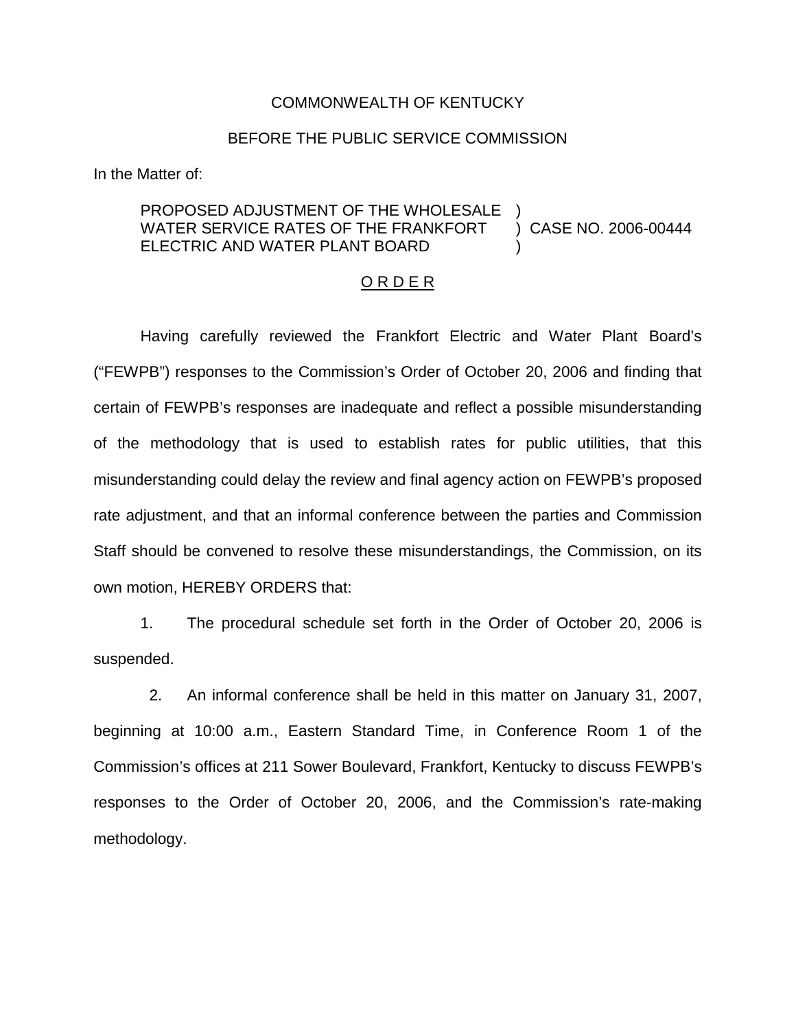COMMONWEALTH OF KENTUCKY

BEFORE THE PUBLIC SERVICE COMMISSION

In the Matter of:

PROPOSED ADJUSTMENT OF THE WHOLESALE WATER SERVICE RATES OF THE FRANKFORT ELECTRIC AND WATER PLANT BOARD ) CASE NO. 2006-00444

<u>O R D E R</u>

Having carefully reviewed the Frankfort Electric and Water Plant Board's ("FEWPB") responses to the Commission's Order of October 20, 2006 and finding that certain of FEWPB's responses are inadequate and reflect a possible misunderstanding of the methodology that is used to establish rates for public utilities, that this misunderstanding could delay the review and final agency action on FEWPB's proposed rate adjustment, and that an informal conference between the parties and Commission Staff should be convened to resolve these misunderstandings, the Commission, on its own motion, HEREBY ORDERS that:

1. The procedural schedule set forth in the Order of October 20, 2006 is suspended.

2. An informal conference shall be held in this matter on January 31, 2007, beginning at 10:00 a.m., Eastern Standard Time, in Conference Room 1 of the Commission's offices at 211 Sower Boulevard, Frankfort, Kentucky to discuss FEWPB's responses to the Order of October 20, 2006, and the Commission's rate-making methodology.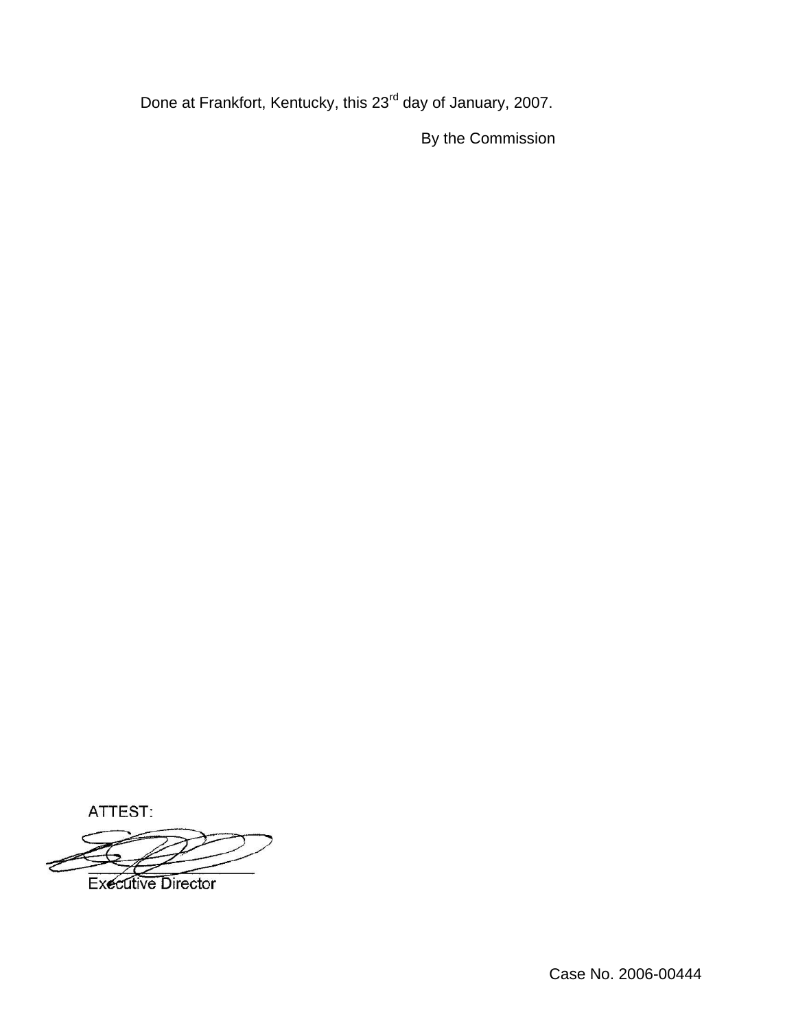Done at Frankfort, Kentucky, this 23rd day of January, 2007.

By the Commission

ATTEST:

Executive Director

Case No. 2006-00444